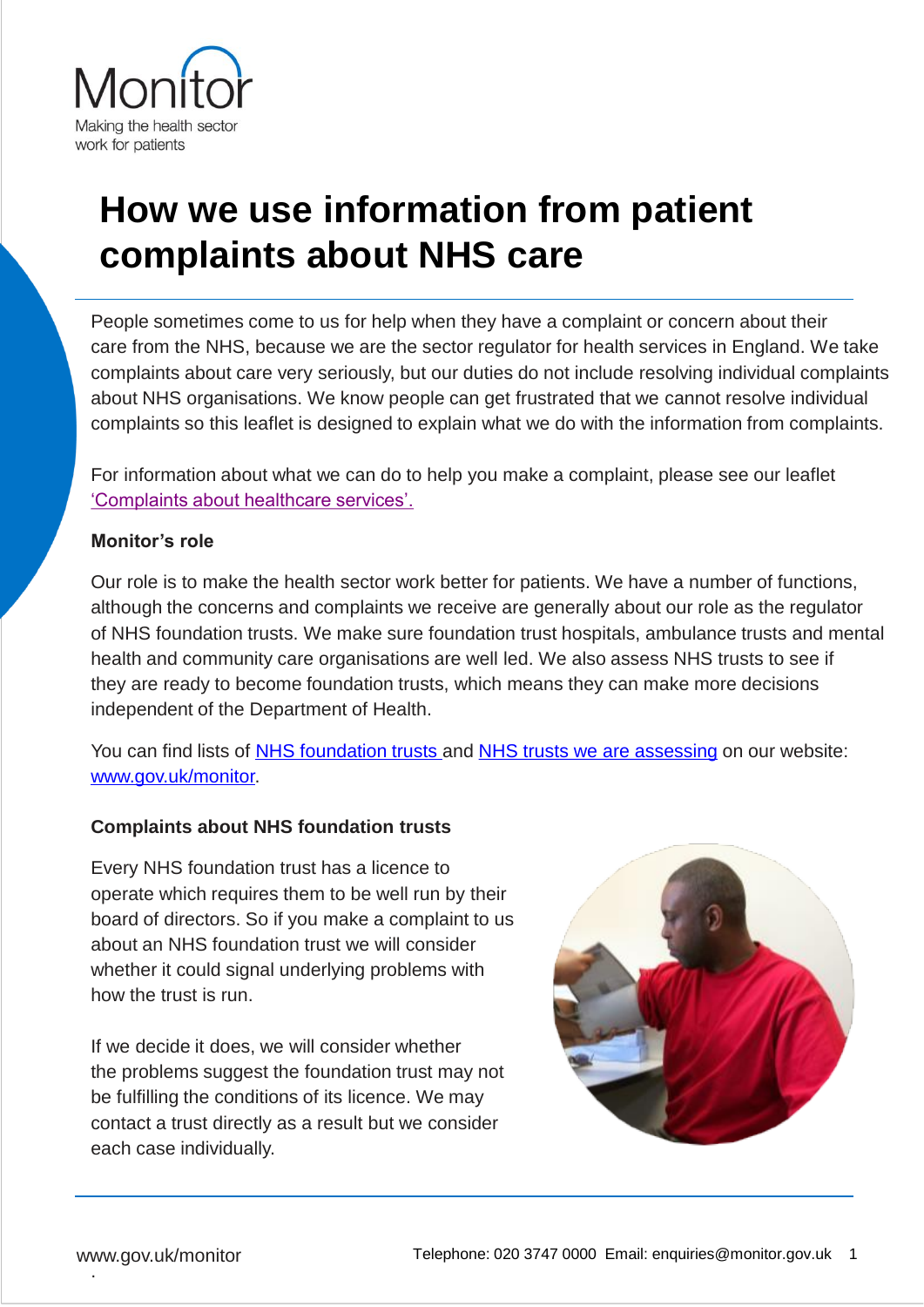# How we use information from patient complaints about NHS care

People sometimes come to us for help when they have a complaint or concern about their care from the NHS, because we are the sector regulator for health services in England. We take complaints about care very seriously, but our duties do not include resolving individual complaints about NHS organisations. We know people can get frustrated that we cannot resolve individual complaints so this leaflet is designed to explain what we do with the information from complaints.

For information about what we can do to help you make a complaint, please see our leaflet 'Complaints about healthcare services'.

**Monitor's role**

Our role is to make the health sector work better for patients. We have a number of functions, although the concerns and complaints we receive are generally about our role as the regulator of NHS foundation trusts. We make sure foundation trust hospitals, ambulance trusts and mental health and community care organisations are well led. We also assess NHS trusts to see if they are ready to become foundation trusts, which means they can make more decisions independent of the Department of Health.

You can find lists of NHS foundation trusts and NHS trusts we are assessing on our website: www.gov.uk/monitor.

**Complaints about NHS foundation trusts**

Every NHS foundation trust has a licence to operate which requires them to be well run by their board of directors. So if you make a complaint to us about an NHS foundation trust we will consider whether it could signal underlying problems with how the trust is run.

If we decide it does, we will consider whether the problems suggest the foundation trust may not be fulfilling the conditions of its licence. We may contact a trust directly as a result but we consider each case individually.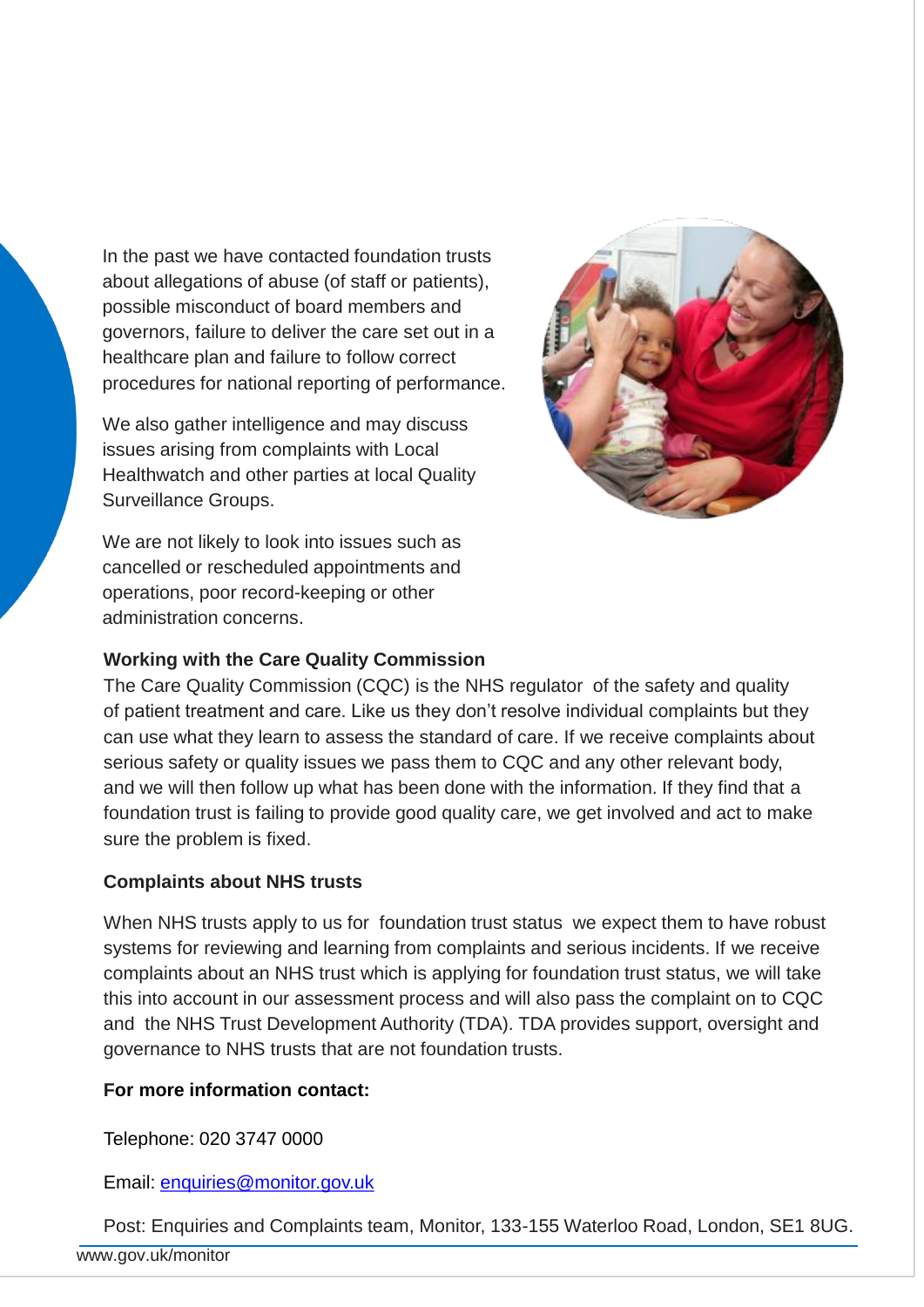In the past we have contacted foundation trusts about allegations of abuse (of staff or patients), possible misconduct of board members and governors, failure to deliver the care set out in a healthcare plan and failure to follow correct procedures for national reporting of performance.

We also gather intelligence and may discuss issues arising from complaints with Local Healthwatch and other parties at local Quality Surveillance Groups.

We are not likely to look into issues such as cancelled or rescheduled appointments and operations, poor record-keeping or other administration concerns.

**Working with the Care Quality Commission**

The Care Quality Commission (CQC) is the NHS regulator of the safety and quality of patient treatment and care. Like us they don't resolve individual complaints but they can use what they learn to assess the standard of care. If we receive complaints about serious safety or quality issues we pass them to CQC and any other relevant body, and we will then follow up what has been done with the information. If they find that a foundation trust is failing to provide good quality care, we get involved and act to make sure the problem is fixed.

**Complaints about NHS trusts**

When NHS trusts apply to us for foundation trust status we expect them to have robust systems for reviewing and learning from complaints and serious incidents. If we receive complaints about an NHS trust which is applying for foundation trust status, we will take this into account in our assessment process and will also pass the complaint on to CQC and the NHS Trust Development Authority (TDA). TDA provides support, oversight and governance to NHS trusts that are not foundation trusts.

**For more information contact:**

Telephone: 020 3747 0000

Email: enquiries@monitor.gov.uk

Post: Enquiries and Complaints team, Monitor, 133-155 Waterloo Road, London, SE1 8UG.

www.gov.uk/monitor